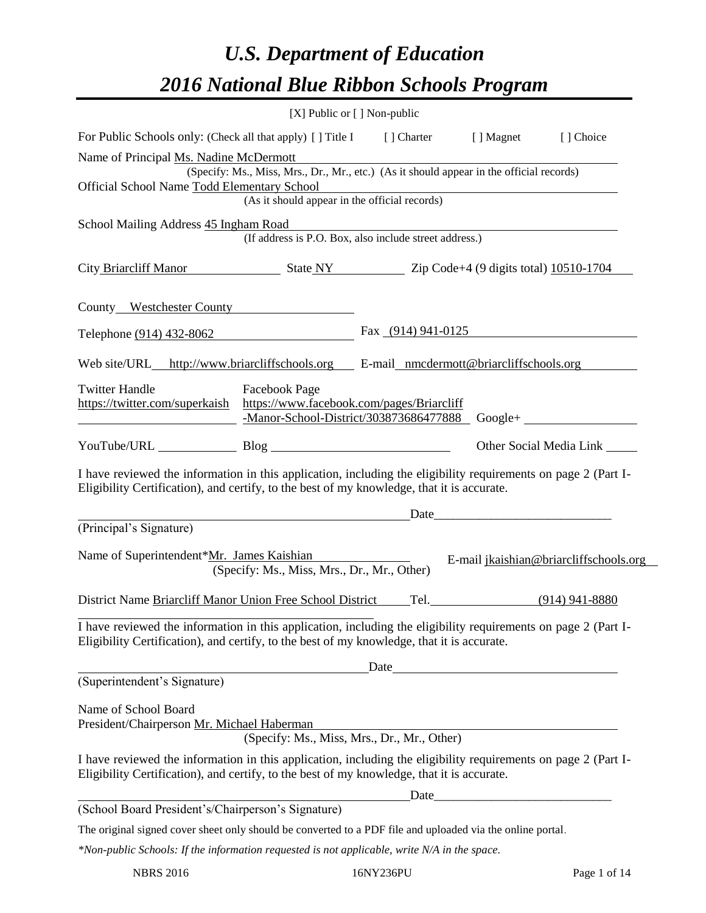# *U.S. Department of Education*

# *2016 National Blue Ribbon Schools Program*

[X] Public or [ ] Non-public

For Public Schools only: (Check all that apply) [ ] Title I [ ] Charter [ ] Magnet [ ] Choice

Name of Principal Ms. Nadine McDermott

(Specify: Ms., Miss, Mrs., Dr., Mr., etc.) (As it should appear in the official records)

Official School Name Todd Elementary School

(As it should appear in the official records)

School Mailing Address 45 Ingham Road

(If address is P.O. Box, also include street address.)

City Briarcliff Manor State NY Zip Code+4 (9 digits total) 10510-1704

County Westchester County

Telephone (914) 432-8062 Fax (914) 941-0125

Web site/URL http://www.briarcliffschools.org E-mail nmcdermott@briarcliffschools.org

Twitter Handle https://twitter.com/superkaish Facebook Page https://www.facebook.com/pages/Briarcliff-Manor-School-District/303873686477888 Google+

YouTube/URL Blog Other Social Media Link

I have reviewed the information in this application, including the eligibility requirements on page 2 (Part I-Eligibility Certification), and certify, to the best of my knowledge, that it is accurate.

Date\_\_\_\_\_\_\_\_\_\_\_\_\_\_\_\_\_\_\_\_\_\_\_\_\_\_\_\_\_

(Principal's Signature)

Name of Superintendent*Mr. James Kaishian E-mail jkaishian@briarcliffschools.org

(Specify: Ms., Miss, Mrs., Dr., Mr., Other)

District Name Briarcliff Manor Union Free School District Tel. (914) 941-8880

I have reviewed the information in this application, including the eligibility requirements on page 2 (Part I-Eligibility Certification), and certify, to the best of my knowledge, that it is accurate.

Date

(Superintendent's Signature)

Name of School Board President/Chairperson Mr. Michael Haberman

(Specify: Ms., Miss, Mrs., Dr., Mr., Other)

I have reviewed the information in this application, including the eligibility requirements on page 2 (Part I-Eligibility Certification), and certify, to the best of my knowledge, that it is accurate.

Date\_\_\_\_\_\_\_\_\_\_\_\_\_\_\_\_\_\_\_\_\_\_\_\_\_\_\_\_\_

(School Board President's/Chairperson's Signature)

The original signed cover sheet only should be converted to a PDF file and uploaded via the online portal.

*\*Non-public Schools: If the information requested is not applicable, write N/A in the space.*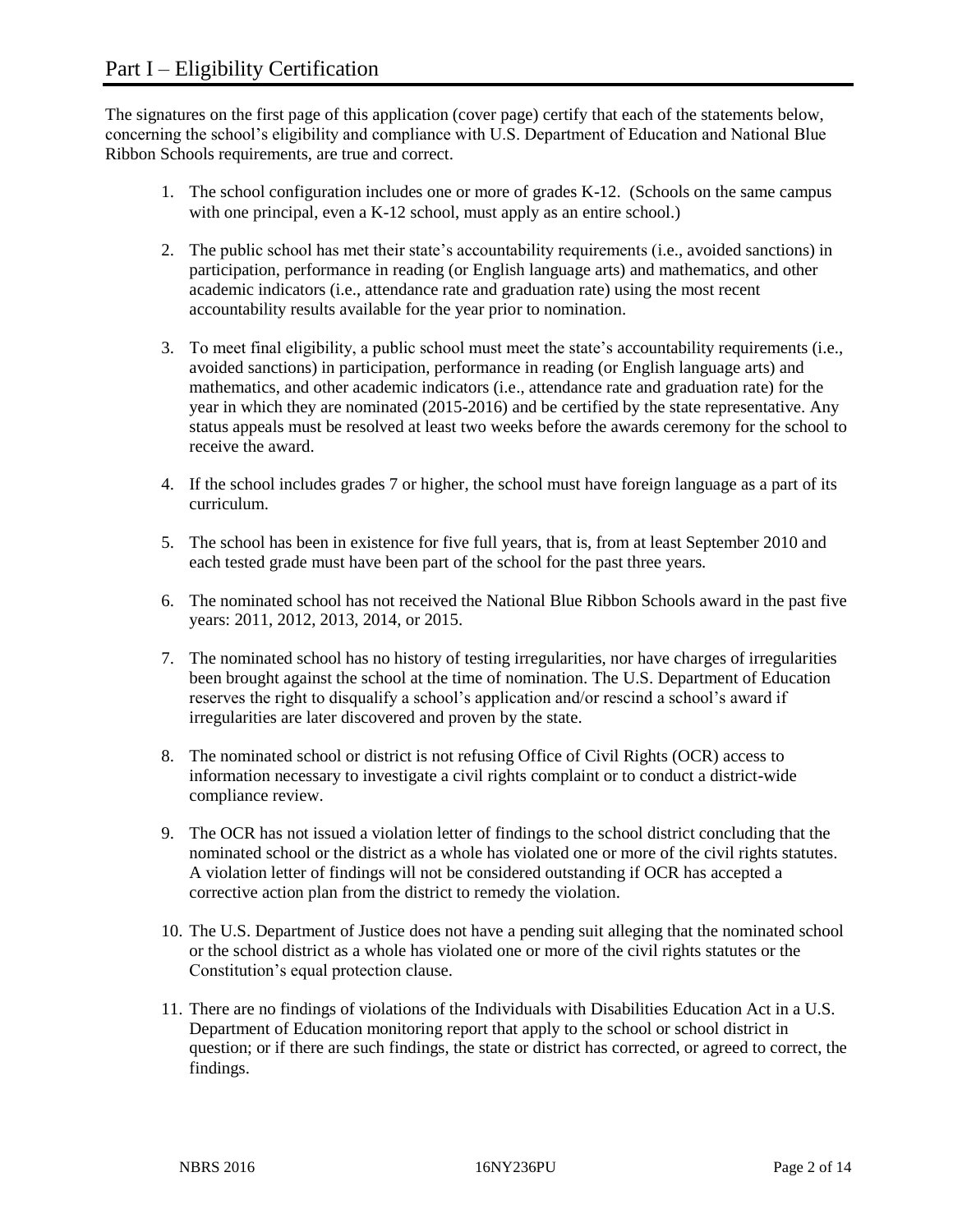# Part I – Eligibility Certification

The signatures on the first page of this application (cover page) certify that each of the statements below, concerning the school's eligibility and compliance with U.S. Department of Education and National Blue Ribbon Schools requirements, are true and correct.

1. The school configuration includes one or more of grades K-12. (Schools on the same campus with one principal, even a K-12 school, must apply as an entire school.)
2. The public school has met their state's accountability requirements (i.e., avoided sanctions) in participation, performance in reading (or English language arts) and mathematics, and other academic indicators (i.e., attendance rate and graduation rate) using the most recent accountability results available for the year prior to nomination.
3. To meet final eligibility, a public school must meet the state's accountability requirements (i.e., avoided sanctions) in participation, performance in reading (or English language arts) and mathematics, and other academic indicators (i.e., attendance rate and graduation rate) for the year in which they are nominated (2015-2016) and be certified by the state representative. Any status appeals must be resolved at least two weeks before the awards ceremony for the school to receive the award.
4. If the school includes grades 7 or higher, the school must have foreign language as a part of its curriculum.
5. The school has been in existence for five full years, that is, from at least September 2010 and each tested grade must have been part of the school for the past three years.
6. The nominated school has not received the National Blue Ribbon Schools award in the past five years: 2011, 2012, 2013, 2014, or 2015.
7. The nominated school has no history of testing irregularities, nor have charges of irregularities been brought against the school at the time of nomination. The U.S. Department of Education reserves the right to disqualify a school's application and/or rescind a school's award if irregularities are later discovered and proven by the state.
8. The nominated school or district is not refusing Office of Civil Rights (OCR) access to information necessary to investigate a civil rights complaint or to conduct a district-wide compliance review.
9. The OCR has not issued a violation letter of findings to the school district concluding that the nominated school or the district as a whole has violated one or more of the civil rights statutes. A violation letter of findings will not be considered outstanding if OCR has accepted a corrective action plan from the district to remedy the violation.
10. The U.S. Department of Justice does not have a pending suit alleging that the nominated school or the school district as a whole has violated one or more of the civil rights statutes or the Constitution's equal protection clause.
11. There are no findings of violations of the Individuals with Disabilities Education Act in a U.S. Department of Education monitoring report that apply to the school or school district in question; or if there are such findings, the state or district has corrected, or agreed to correct, the findings.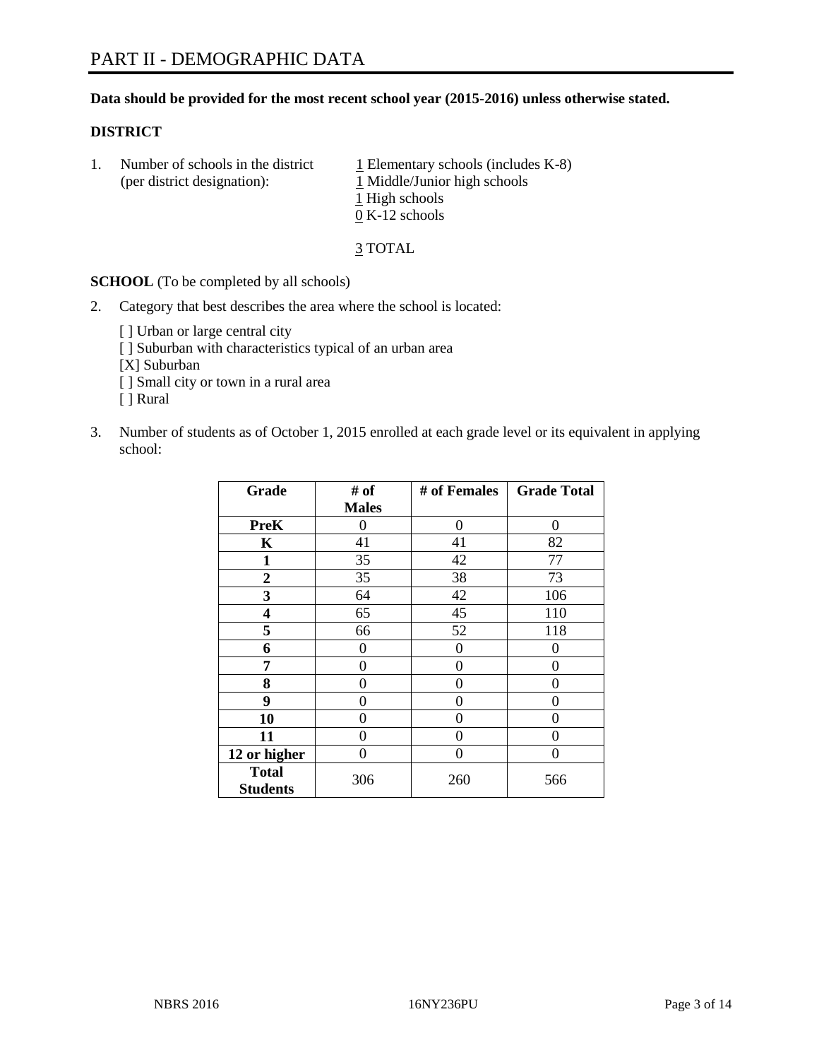# PART II - DEMOGRAPHIC DATA

**Data should be provided for the most recent school year (2015-2016) unless otherwise stated.**

**DISTRICT**

1. Number of schools in the district (per district designation):
   1 Elementary schools (includes K-8)
   1 Middle/Junior high schools
   1 High schools
   0 K-12 schools

   3 TOTAL

**SCHOOL** (To be completed by all schools)

2. Category that best describes the area where the school is located:

   [ ] Urban or large central city
   [ ] Suburban with characteristics typical of an urban area
   [X] Suburban
   [ ] Small city or town in a rural area
   [ ] Rural

3. Number of students as of October 1, 2015 enrolled at each grade level or its equivalent in applying school:

| Grade | # of Males | # of Females | Grade Total |
|---|---|---|---|
| **PreK** | 0 | 0 | 0 |
| **K** | 41 | 41 | 82 |
| **1** | 35 | 42 | 77 |
| **2** | 35 | 38 | 73 |
| **3** | 64 | 42 | 106 |
| **4** | 65 | 45 | 110 |
| **5** | 66 | 52 | 118 |
| **6** | 0 | 0 | 0 |
| **7** | 0 | 0 | 0 |
| **8** | 0 | 0 | 0 |
| **9** | 0 | 0 | 0 |
| **10** | 0 | 0 | 0 |
| **11** | 0 | 0 | 0 |
| **12 or higher** | 0 | 0 | 0 |
| **Total Students** | 306 | 260 | 566 |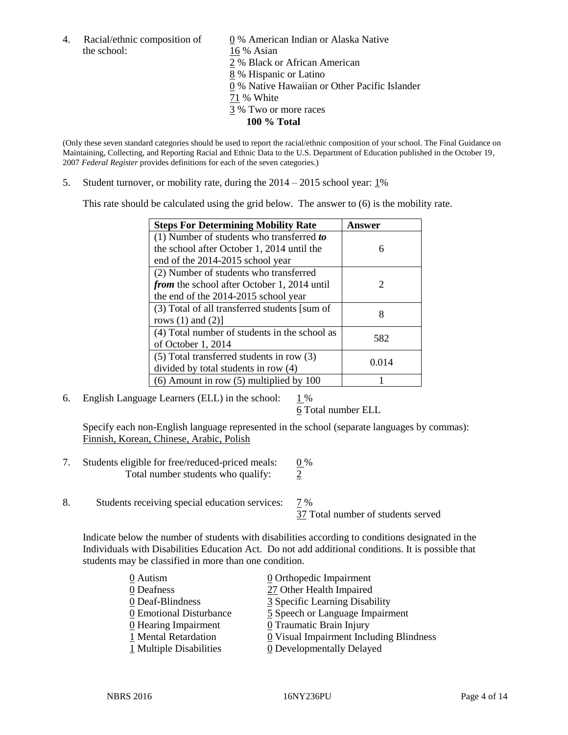4. Racial/ethnic composition of the school:

0 % American Indian or Alaska Native
16 % Asian
2 % Black or African American
8 % Hispanic or Latino
0 % Native Hawaiian or Other Pacific Islander
71 % White
3 % Two or more races
**100 % Total**

(Only these seven standard categories should be used to report the racial/ethnic composition of your school. The Final Guidance on Maintaining, Collecting, and Reporting Racial and Ethnic Data to the U.S. Department of Education published in the October 19, 2007 *Federal Register* provides definitions for each of the seven categories.)

5. Student turnover, or mobility rate, during the 2014 – 2015 school year: 1%

This rate should be calculated using the grid below. The answer to (6) is the mobility rate.

| **Steps For Determining Mobility Rate** | **Answer** |
|---|---|
| (1) Number of students who transferred ***to*** the school after October 1, 2014 until the end of the 2014-2015 school year | 6 |
| (2) Number of students who transferred ***from*** the school after October 1, 2014 until the end of the 2014-2015 school year | 2 |
| (3) Total of all transferred students [sum of rows (1) and (2)] | 8 |
| (4) Total number of students in the school as of October 1, 2014 | 582 |
| (5) Total transferred students in row (3) divided by total students in row (4) | 0.014 |
| (6) Amount in row (5) multiplied by 100 | 1 |

6. English Language Learners (ELL) in the school: 1 %
6 Total number ELL

Specify each non-English language represented in the school (separate languages by commas):
Finnish, Korean, Chinese, Arabic, Polish

7. Students eligible for free/reduced-priced meals: 0 %
Total number students who qualify: 2

8. Students receiving special education services: 7 %
37 Total number of students served

Indicate below the number of students with disabilities according to conditions designated in the Individuals with Disabilities Education Act. Do not add additional conditions. It is possible that students may be classified in more than one condition.

0 Autism
0 Deafness
0 Deaf-Blindness
0 Emotional Disturbance
0 Hearing Impairment
1 Mental Retardation
1 Multiple Disabilities
0 Orthopedic Impairment
27 Other Health Impaired
3 Specific Learning Disability
5 Speech or Language Impairment
0 Traumatic Brain Injury
0 Visual Impairment Including Blindness
0 Developmentally Delayed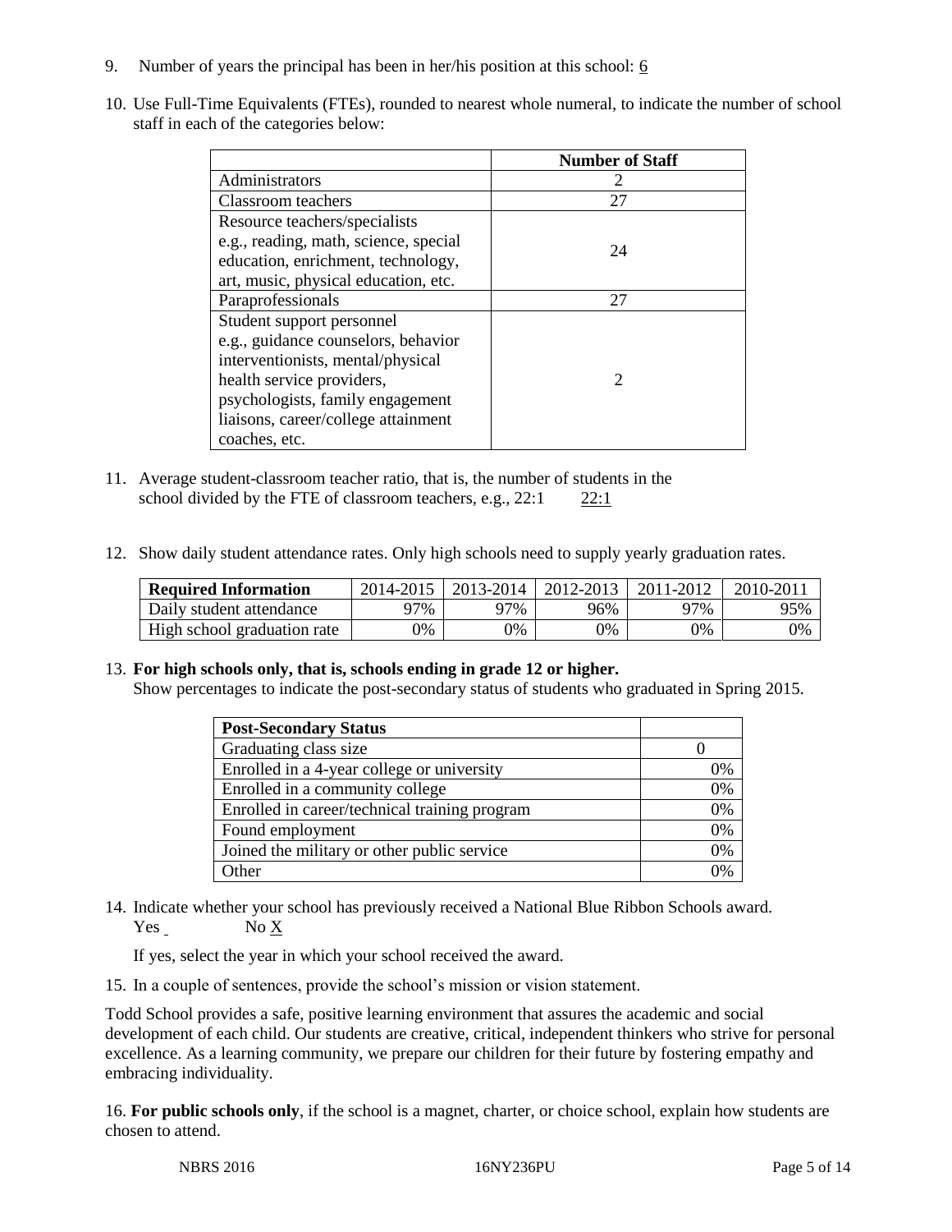9. Number of years the principal has been in her/his position at this school: 6

10. Use Full-Time Equivalents (FTEs), rounded to nearest whole numeral, to indicate the number of school staff in each of the categories below:

| | Number of Staff |
|---|---|
| Administrators | 2 |
| Classroom teachers | 27 |
| Resource teachers/specialists e.g., reading, math, science, special education, enrichment, technology, art, music, physical education, etc. | 24 |
| Paraprofessionals | 27 |
| Student support personnel e.g., guidance counselors, behavior interventionists, mental/physical health service providers, psychologists, family engagement liaisons, career/college attainment coaches, etc. | 2 |

11. Average student-classroom teacher ratio, that is, the number of students in the school divided by the FTE of classroom teachers, e.g., 22:1     22:1

12. Show daily student attendance rates. Only high schools need to supply yearly graduation rates.

| Required Information | 2014-2015 | 2013-2014 | 2012-2013 | 2011-2012 | 2010-2011 |
|---|---|---|---|---|---|
| Daily student attendance | 97% | 97% | 96% | 97% | 95% |
| High school graduation rate | 0% | 0% | 0% | 0% | 0% |

13. **For high schools only, that is, schools ending in grade 12 or higher.**
Show percentages to indicate the post-secondary status of students who graduated in Spring 2015.

| Post-Secondary Status | |
|---|---|
| Graduating class size | 0 |
| Enrolled in a 4-year college or university | 0% |
| Enrolled in a community college | 0% |
| Enrolled in career/technical training program | 0% |
| Found employment | 0% |
| Joined the military or other public service | 0% |
| Other | 0% |

14. Indicate whether your school has previously received a National Blue Ribbon Schools award.
Yes ___  No X

If yes, select the year in which your school received the award.

15. In a couple of sentences, provide the school's mission or vision statement.

Todd School provides a safe, positive learning environment that assures the academic and social development of each child. Our students are creative, critical, independent thinkers who strive for personal excellence. As a learning community, we prepare our children for their future by fostering empathy and embracing individuality.

16. **For public schools only**, if the school is a magnet, charter, or choice school, explain how students are chosen to attend.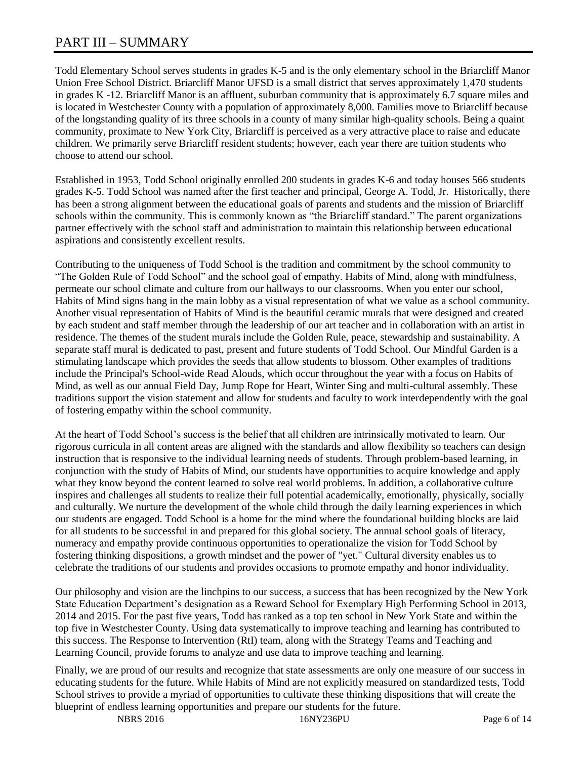# PART III – SUMMARY

Todd Elementary School serves students in grades K-5 and is the only elementary school in the Briarcliff Manor Union Free School District. Briarcliff Manor UFSD is a small district that serves approximately 1,470 students in grades K -12. Briarcliff Manor is an affluent, suburban community that is approximately 6.7 square miles and is located in Westchester County with a population of approximately 8,000. Families move to Briarcliff because of the longstanding quality of its three schools in a county of many similar high-quality schools. Being a quaint community, proximate to New York City, Briarcliff is perceived as a very attractive place to raise and educate children. We primarily serve Briarcliff resident students; however, each year there are tuition students who choose to attend our school.

Established in 1953, Todd School originally enrolled 200 students in grades K-6 and today houses 566 students grades K-5. Todd School was named after the first teacher and principal, George A. Todd, Jr. Historically, there has been a strong alignment between the educational goals of parents and students and the mission of Briarcliff schools within the community. This is commonly known as "the Briarcliff standard." The parent organizations partner effectively with the school staff and administration to maintain this relationship between educational aspirations and consistently excellent results.

Contributing to the uniqueness of Todd School is the tradition and commitment by the school community to "The Golden Rule of Todd School" and the school goal of empathy. Habits of Mind, along with mindfulness, permeate our school climate and culture from our hallways to our classrooms. When you enter our school, Habits of Mind signs hang in the main lobby as a visual representation of what we value as a school community. Another visual representation of Habits of Mind is the beautiful ceramic murals that were designed and created by each student and staff member through the leadership of our art teacher and in collaboration with an artist in residence. The themes of the student murals include the Golden Rule, peace, stewardship and sustainability. A separate staff mural is dedicated to past, present and future students of Todd School. Our Mindful Garden is a stimulating landscape which provides the seeds that allow students to blossom. Other examples of traditions include the Principal's School-wide Read Alouds, which occur throughout the year with a focus on Habits of Mind, as well as our annual Field Day, Jump Rope for Heart, Winter Sing and multi-cultural assembly. These traditions support the vision statement and allow for students and faculty to work interdependently with the goal of fostering empathy within the school community.

At the heart of Todd School's success is the belief that all children are intrinsically motivated to learn. Our rigorous curricula in all content areas are aligned with the standards and allow flexibility so teachers can design instruction that is responsive to the individual learning needs of students. Through problem-based learning, in conjunction with the study of Habits of Mind, our students have opportunities to acquire knowledge and apply what they know beyond the content learned to solve real world problems. In addition, a collaborative culture inspires and challenges all students to realize their full potential academically, emotionally, physically, socially and culturally. We nurture the development of the whole child through the daily learning experiences in which our students are engaged. Todd School is a home for the mind where the foundational building blocks are laid for all students to be successful in and prepared for this global society. The annual school goals of literacy, numeracy and empathy provide continuous opportunities to operationalize the vision for Todd School by fostering thinking dispositions, a growth mindset and the power of "yet." Cultural diversity enables us to celebrate the traditions of our students and provides occasions to promote empathy and honor individuality.

Our philosophy and vision are the linchpins to our success, a success that has been recognized by the New York State Education Department's designation as a Reward School for Exemplary High Performing School in 2013, 2014 and 2015. For the past five years, Todd has ranked as a top ten school in New York State and within the top five in Westchester County. Using data systematically to improve teaching and learning has contributed to this success. The Response to Intervention (RtI) team, along with the Strategy Teams and Teaching and Learning Council, provide forums to analyze and use data to improve teaching and learning.

Finally, we are proud of our results and recognize that state assessments are only one measure of our success in educating students for the future. While Habits of Mind are not explicitly measured on standardized tests, Todd School strives to provide a myriad of opportunities to cultivate these thinking dispositions that will create the blueprint of endless learning opportunities and prepare our students for the future.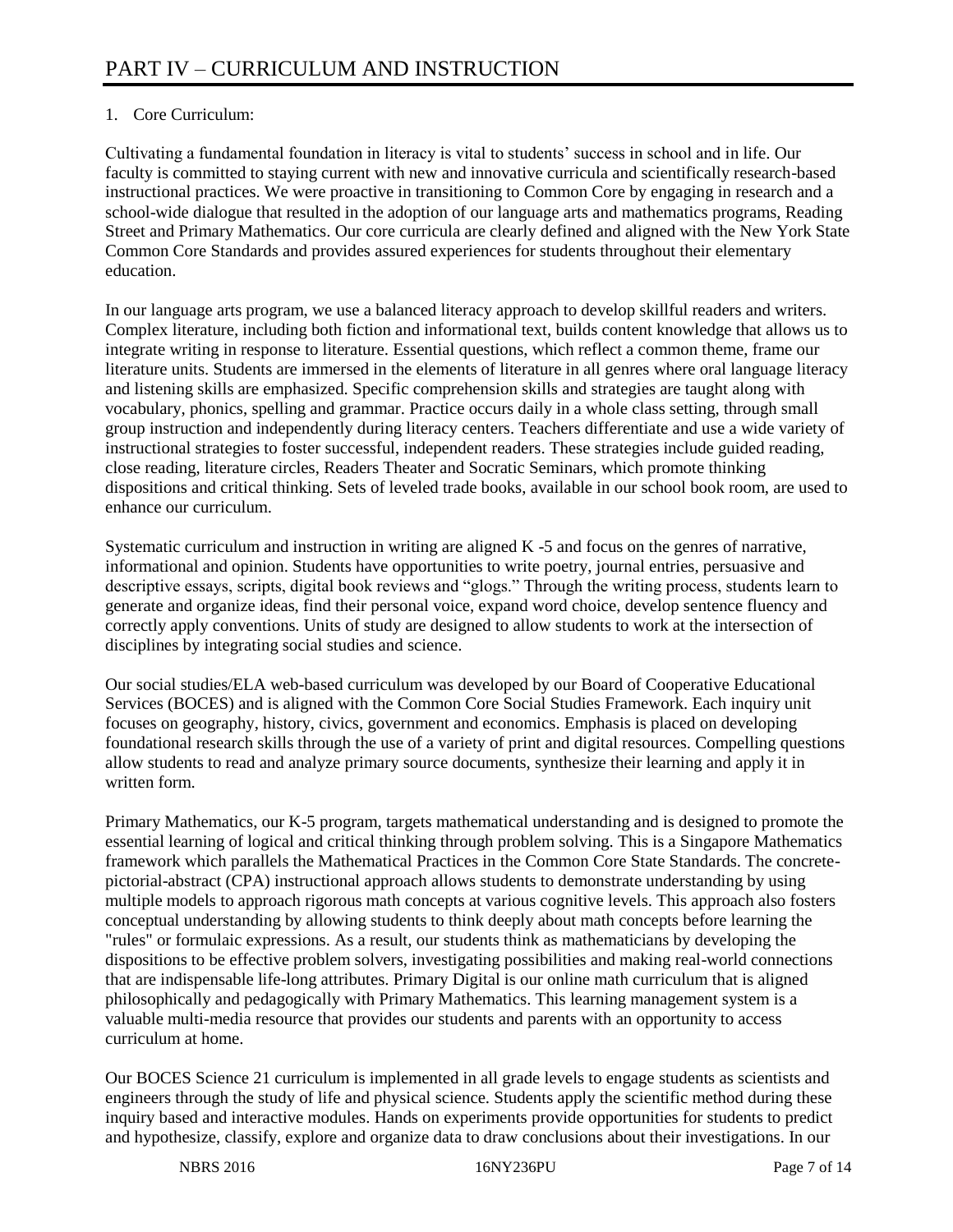# PART IV – CURRICULUM AND INSTRUCTION

1. Core Curriculum:

Cultivating a fundamental foundation in literacy is vital to students' success in school and in life. Our faculty is committed to staying current with new and innovative curricula and scientifically research-based instructional practices. We were proactive in transitioning to Common Core by engaging in research and a school-wide dialogue that resulted in the adoption of our language arts and mathematics programs, Reading Street and Primary Mathematics. Our core curricula are clearly defined and aligned with the New York State Common Core Standards and provides assured experiences for students throughout their elementary education.

In our language arts program, we use a balanced literacy approach to develop skillful readers and writers. Complex literature, including both fiction and informational text, builds content knowledge that allows us to integrate writing in response to literature. Essential questions, which reflect a common theme, frame our literature units. Students are immersed in the elements of literature in all genres where oral language literacy and listening skills are emphasized. Specific comprehension skills and strategies are taught along with vocabulary, phonics, spelling and grammar. Practice occurs daily in a whole class setting, through small group instruction and independently during literacy centers. Teachers differentiate and use a wide variety of instructional strategies to foster successful, independent readers. These strategies include guided reading, close reading, literature circles, Readers Theater and Socratic Seminars, which promote thinking dispositions and critical thinking. Sets of leveled trade books, available in our school book room, are used to enhance our curriculum.

Systematic curriculum and instruction in writing are aligned K -5 and focus on the genres of narrative, informational and opinion. Students have opportunities to write poetry, journal entries, persuasive and descriptive essays, scripts, digital book reviews and "glogs." Through the writing process, students learn to generate and organize ideas, find their personal voice, expand word choice, develop sentence fluency and correctly apply conventions. Units of study are designed to allow students to work at the intersection of disciplines by integrating social studies and science.

Our social studies/ELA web-based curriculum was developed by our Board of Cooperative Educational Services (BOCES) and is aligned with the Common Core Social Studies Framework. Each inquiry unit focuses on geography, history, civics, government and economics. Emphasis is placed on developing foundational research skills through the use of a variety of print and digital resources. Compelling questions allow students to read and analyze primary source documents, synthesize their learning and apply it in written form.

Primary Mathematics, our K-5 program, targets mathematical understanding and is designed to promote the essential learning of logical and critical thinking through problem solving. This is a Singapore Mathematics framework which parallels the Mathematical Practices in the Common Core State Standards. The concrete-pictorial-abstract (CPA) instructional approach allows students to demonstrate understanding by using multiple models to approach rigorous math concepts at various cognitive levels. This approach also fosters conceptual understanding by allowing students to think deeply about math concepts before learning the "rules" or formulaic expressions. As a result, our students think as mathematicians by developing the dispositions to be effective problem solvers, investigating possibilities and making real-world connections that are indispensable life-long attributes. Primary Digital is our online math curriculum that is aligned philosophically and pedagogically with Primary Mathematics. This learning management system is a valuable multi-media resource that provides our students and parents with an opportunity to access curriculum at home.

Our BOCES Science 21 curriculum is implemented in all grade levels to engage students as scientists and engineers through the study of life and physical science. Students apply the scientific method during these inquiry based and interactive modules. Hands on experiments provide opportunities for students to predict and hypothesize, classify, explore and organize data to draw conclusions about their investigations. In our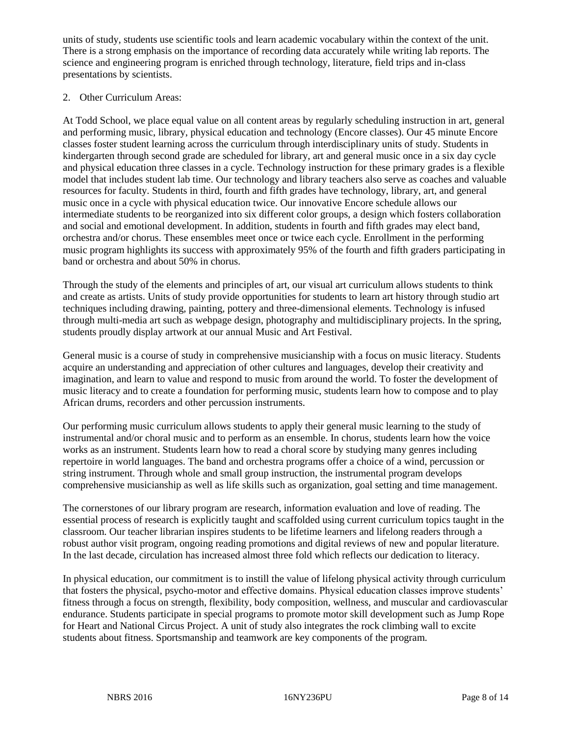units of study, students use scientific tools and learn academic vocabulary within the context of the unit. There is a strong emphasis on the importance of recording data accurately while writing lab reports. The science and engineering program is enriched through technology, literature, field trips and in-class presentations by scientists.

2. Other Curriculum Areas:

At Todd School, we place equal value on all content areas by regularly scheduling instruction in art, general and performing music, library, physical education and technology (Encore classes). Our 45 minute Encore classes foster student learning across the curriculum through interdisciplinary units of study. Students in kindergarten through second grade are scheduled for library, art and general music once in a six day cycle and physical education three classes in a cycle. Technology instruction for these primary grades is a flexible model that includes student lab time. Our technology and library teachers also serve as coaches and valuable resources for faculty. Students in third, fourth and fifth grades have technology, library, art, and general music once in a cycle with physical education twice. Our innovative Encore schedule allows our intermediate students to be reorganized into six different color groups, a design which fosters collaboration and social and emotional development. In addition, students in fourth and fifth grades may elect band, orchestra and/or chorus. These ensembles meet once or twice each cycle. Enrollment in the performing music program highlights its success with approximately 95% of the fourth and fifth graders participating in band or orchestra and about 50% in chorus.

Through the study of the elements and principles of art, our visual art curriculum allows students to think and create as artists. Units of study provide opportunities for students to learn art history through studio art techniques including drawing, painting, pottery and three-dimensional elements. Technology is infused through multi-media art such as webpage design, photography and multidisciplinary projects. In the spring, students proudly display artwork at our annual Music and Art Festival.

General music is a course of study in comprehensive musicianship with a focus on music literacy. Students acquire an understanding and appreciation of other cultures and languages, develop their creativity and imagination, and learn to value and respond to music from around the world. To foster the development of music literacy and to create a foundation for performing music, students learn how to compose and to play African drums, recorders and other percussion instruments.

Our performing music curriculum allows students to apply their general music learning to the study of instrumental and/or choral music and to perform as an ensemble. In chorus, students learn how the voice works as an instrument. Students learn how to read a choral score by studying many genres including repertoire in world languages. The band and orchestra programs offer a choice of a wind, percussion or string instrument. Through whole and small group instruction, the instrumental program develops comprehensive musicianship as well as life skills such as organization, goal setting and time management.

The cornerstones of our library program are research, information evaluation and love of reading. The essential process of research is explicitly taught and scaffolded using current curriculum topics taught in the classroom. Our teacher librarian inspires students to be lifetime learners and lifelong readers through a robust author visit program, ongoing reading promotions and digital reviews of new and popular literature. In the last decade, circulation has increased almost three fold which reflects our dedication to literacy.

In physical education, our commitment is to instill the value of lifelong physical activity through curriculum that fosters the physical, psycho-motor and effective domains. Physical education classes improve students' fitness through a focus on strength, flexibility, body composition, wellness, and muscular and cardiovascular endurance. Students participate in special programs to promote motor skill development such as Jump Rope for Heart and National Circus Project. A unit of study also integrates the rock climbing wall to excite students about fitness. Sportsmanship and teamwork are key components of the program.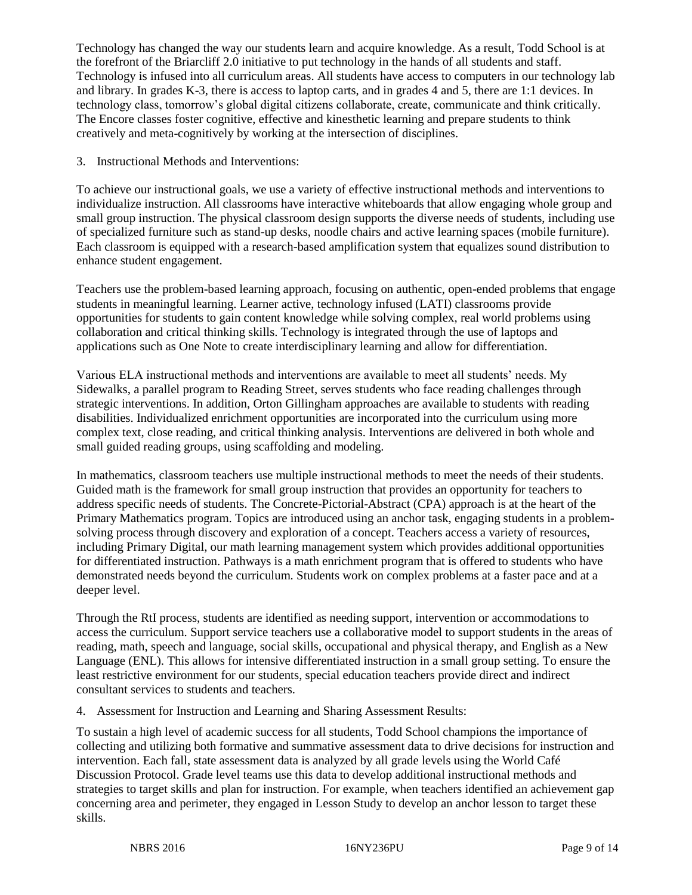Technology has changed the way our students learn and acquire knowledge. As a result, Todd School is at the forefront of the Briarcliff 2.0 initiative to put technology in the hands of all students and staff. Technology is infused into all curriculum areas. All students have access to computers in our technology lab and library. In grades K-3, there is access to laptop carts, and in grades 4 and 5, there are 1:1 devices. In technology class, tomorrow's global digital citizens collaborate, create, communicate and think critically. The Encore classes foster cognitive, effective and kinesthetic learning and prepare students to think creatively and meta-cognitively by working at the intersection of disciplines.

3. Instructional Methods and Interventions:

To achieve our instructional goals, we use a variety of effective instructional methods and interventions to individualize instruction. All classrooms have interactive whiteboards that allow engaging whole group and small group instruction. The physical classroom design supports the diverse needs of students, including use of specialized furniture such as stand-up desks, noodle chairs and active learning spaces (mobile furniture). Each classroom is equipped with a research-based amplification system that equalizes sound distribution to enhance student engagement.

Teachers use the problem-based learning approach, focusing on authentic, open-ended problems that engage students in meaningful learning. Learner active, technology infused (LATI) classrooms provide opportunities for students to gain content knowledge while solving complex, real world problems using collaboration and critical thinking skills. Technology is integrated through the use of laptops and applications such as One Note to create interdisciplinary learning and allow for differentiation.

Various ELA instructional methods and interventions are available to meet all students' needs. My Sidewalks, a parallel program to Reading Street, serves students who face reading challenges through strategic interventions. In addition, Orton Gillingham approaches are available to students with reading disabilities. Individualized enrichment opportunities are incorporated into the curriculum using more complex text, close reading, and critical thinking analysis. Interventions are delivered in both whole and small guided reading groups, using scaffolding and modeling.

In mathematics, classroom teachers use multiple instructional methods to meet the needs of their students. Guided math is the framework for small group instruction that provides an opportunity for teachers to address specific needs of students. The Concrete-Pictorial-Abstract (CPA) approach is at the heart of the Primary Mathematics program. Topics are introduced using an anchor task, engaging students in a problem-solving process through discovery and exploration of a concept. Teachers access a variety of resources, including Primary Digital, our math learning management system which provides additional opportunities for differentiated instruction. Pathways is a math enrichment program that is offered to students who have demonstrated needs beyond the curriculum. Students work on complex problems at a faster pace and at a deeper level.

Through the RtI process, students are identified as needing support, intervention or accommodations to access the curriculum. Support service teachers use a collaborative model to support students in the areas of reading, math, speech and language, social skills, occupational and physical therapy, and English as a New Language (ENL). This allows for intensive differentiated instruction in a small group setting. To ensure the least restrictive environment for our students, special education teachers provide direct and indirect consultant services to students and teachers.

4. Assessment for Instruction and Learning and Sharing Assessment Results:

To sustain a high level of academic success for all students, Todd School champions the importance of collecting and utilizing both formative and summative assessment data to drive decisions for instruction and intervention. Each fall, state assessment data is analyzed by all grade levels using the World Café Discussion Protocol. Grade level teams use this data to develop additional instructional methods and strategies to target skills and plan for instruction. For example, when teachers identified an achievement gap concerning area and perimeter, they engaged in Lesson Study to develop an anchor lesson to target these skills.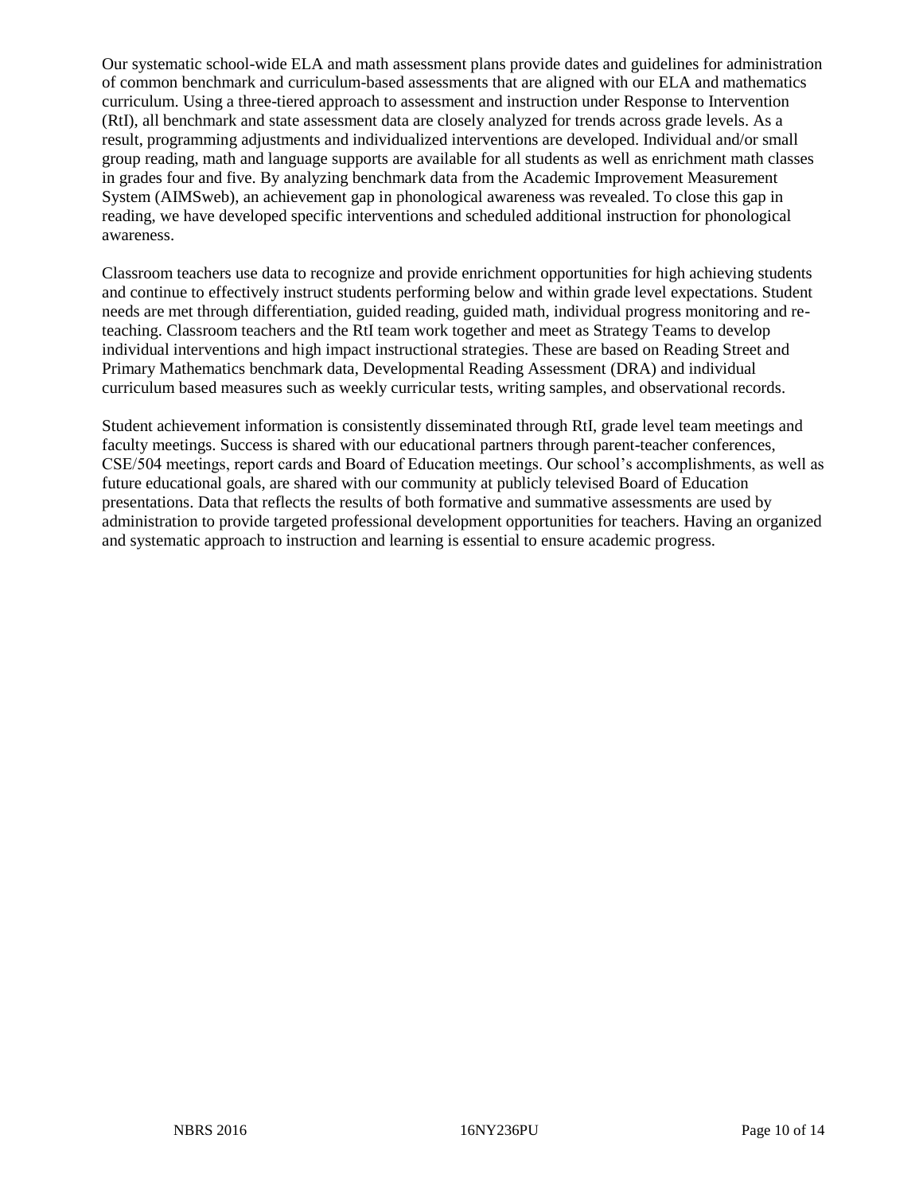Our systematic school-wide ELA and math assessment plans provide dates and guidelines for administration of common benchmark and curriculum-based assessments that are aligned with our ELA and mathematics curriculum. Using a three-tiered approach to assessment and instruction under Response to Intervention (RtI), all benchmark and state assessment data are closely analyzed for trends across grade levels. As a result, programming adjustments and individualized interventions are developed. Individual and/or small group reading, math and language supports are available for all students as well as enrichment math classes in grades four and five. By analyzing benchmark data from the Academic Improvement Measurement System (AIMSweb), an achievement gap in phonological awareness was revealed. To close this gap in reading, we have developed specific interventions and scheduled additional instruction for phonological awareness.

Classroom teachers use data to recognize and provide enrichment opportunities for high achieving students and continue to effectively instruct students performing below and within grade level expectations. Student needs are met through differentiation, guided reading, guided math, individual progress monitoring and re-teaching. Classroom teachers and the RtI team work together and meet as Strategy Teams to develop individual interventions and high impact instructional strategies. These are based on Reading Street and Primary Mathematics benchmark data, Developmental Reading Assessment (DRA) and individual curriculum based measures such as weekly curricular tests, writing samples, and observational records.

Student achievement information is consistently disseminated through RtI, grade level team meetings and faculty meetings. Success is shared with our educational partners through parent-teacher conferences, CSE/504 meetings, report cards and Board of Education meetings. Our school's accomplishments, as well as future educational goals, are shared with our community at publicly televised Board of Education presentations. Data that reflects the results of both formative and summative assessments are used by administration to provide targeted professional development opportunities for teachers. Having an organized and systematic approach to instruction and learning is essential to ensure academic progress.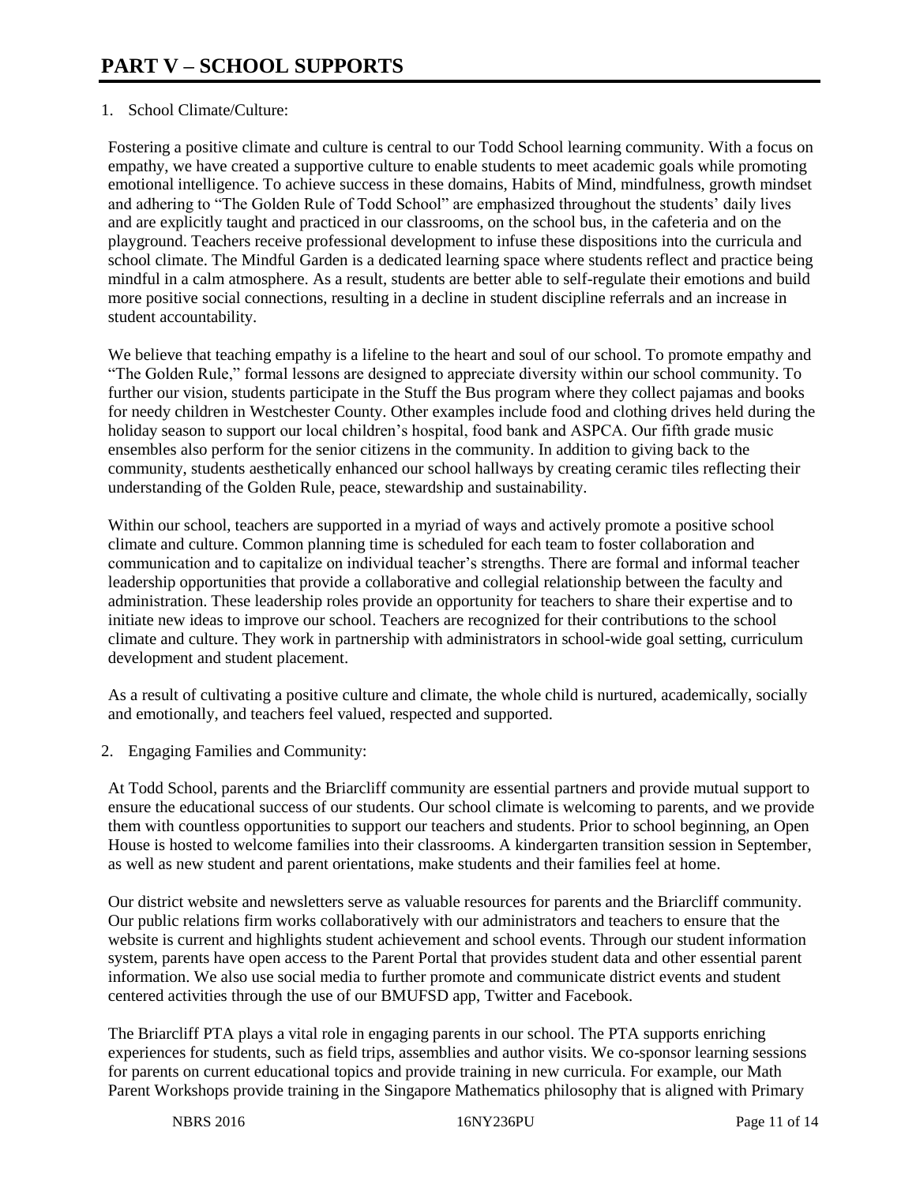# PART V – SCHOOL SUPPORTS

1. School Climate/Culture:

Fostering a positive climate and culture is central to our Todd School learning community. With a focus on empathy, we have created a supportive culture to enable students to meet academic goals while promoting emotional intelligence. To achieve success in these domains, Habits of Mind, mindfulness, growth mindset and adhering to "The Golden Rule of Todd School" are emphasized throughout the students' daily lives and are explicitly taught and practiced in our classrooms, on the school bus, in the cafeteria and on the playground. Teachers receive professional development to infuse these dispositions into the curricula and school climate. The Mindful Garden is a dedicated learning space where students reflect and practice being mindful in a calm atmosphere. As a result, students are better able to self-regulate their emotions and build more positive social connections, resulting in a decline in student discipline referrals and an increase in student accountability.

We believe that teaching empathy is a lifeline to the heart and soul of our school. To promote empathy and "The Golden Rule," formal lessons are designed to appreciate diversity within our school community. To further our vision, students participate in the Stuff the Bus program where they collect pajamas and books for needy children in Westchester County. Other examples include food and clothing drives held during the holiday season to support our local children's hospital, food bank and ASPCA. Our fifth grade music ensembles also perform for the senior citizens in the community. In addition to giving back to the community, students aesthetically enhanced our school hallways by creating ceramic tiles reflecting their understanding of the Golden Rule, peace, stewardship and sustainability.

Within our school, teachers are supported in a myriad of ways and actively promote a positive school climate and culture. Common planning time is scheduled for each team to foster collaboration and communication and to capitalize on individual teacher's strengths. There are formal and informal teacher leadership opportunities that provide a collaborative and collegial relationship between the faculty and administration. These leadership roles provide an opportunity for teachers to share their expertise and to initiate new ideas to improve our school. Teachers are recognized for their contributions to the school climate and culture. They work in partnership with administrators in school-wide goal setting, curriculum development and student placement.

As a result of cultivating a positive culture and climate, the whole child is nurtured, academically, socially and emotionally, and teachers feel valued, respected and supported.

2. Engaging Families and Community:

At Todd School, parents and the Briarcliff community are essential partners and provide mutual support to ensure the educational success of our students. Our school climate is welcoming to parents, and we provide them with countless opportunities to support our teachers and students. Prior to school beginning, an Open House is hosted to welcome families into their classrooms. A kindergarten transition session in September, as well as new student and parent orientations, make students and their families feel at home.

Our district website and newsletters serve as valuable resources for parents and the Briarcliff community. Our public relations firm works collaboratively with our administrators and teachers to ensure that the website is current and highlights student achievement and school events. Through our student information system, parents have open access to the Parent Portal that provides student data and other essential parent information. We also use social media to further promote and communicate district events and student centered activities through the use of our BMUFSD app, Twitter and Facebook.

The Briarcliff PTA plays a vital role in engaging parents in our school. The PTA supports enriching experiences for students, such as field trips, assemblies and author visits. We co-sponsor learning sessions for parents on current educational topics and provide training in new curricula. For example, our Math Parent Workshops provide training in the Singapore Mathematics philosophy that is aligned with Primary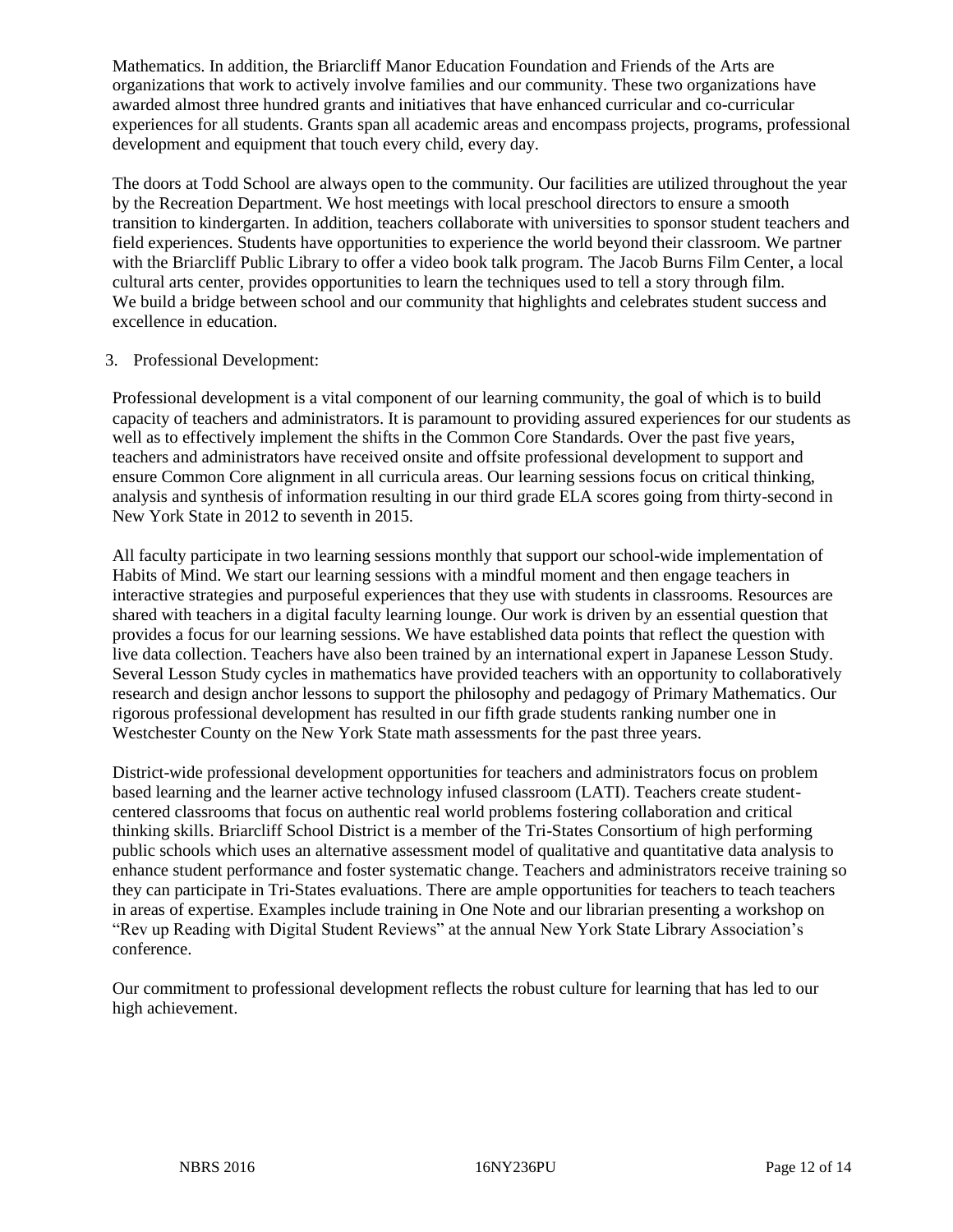Mathematics. In addition, the Briarcliff Manor Education Foundation and Friends of the Arts are organizations that work to actively involve families and our community. These two organizations have awarded almost three hundred grants and initiatives that have enhanced curricular and co-curricular experiences for all students. Grants span all academic areas and encompass projects, programs, professional development and equipment that touch every child, every day.

The doors at Todd School are always open to the community. Our facilities are utilized throughout the year by the Recreation Department. We host meetings with local preschool directors to ensure a smooth transition to kindergarten. In addition, teachers collaborate with universities to sponsor student teachers and field experiences. Students have opportunities to experience the world beyond their classroom. We partner with the Briarcliff Public Library to offer a video book talk program. The Jacob Burns Film Center, a local cultural arts center, provides opportunities to learn the techniques used to tell a story through film. We build a bridge between school and our community that highlights and celebrates student success and excellence in education.

3. Professional Development:

Professional development is a vital component of our learning community, the goal of which is to build capacity of teachers and administrators. It is paramount to providing assured experiences for our students as well as to effectively implement the shifts in the Common Core Standards. Over the past five years, teachers and administrators have received onsite and offsite professional development to support and ensure Common Core alignment in all curricula areas. Our learning sessions focus on critical thinking, analysis and synthesis of information resulting in our third grade ELA scores going from thirty-second in New York State in 2012 to seventh in 2015.

All faculty participate in two learning sessions monthly that support our school-wide implementation of Habits of Mind. We start our learning sessions with a mindful moment and then engage teachers in interactive strategies and purposeful experiences that they use with students in classrooms. Resources are shared with teachers in a digital faculty learning lounge. Our work is driven by an essential question that provides a focus for our learning sessions. We have established data points that reflect the question with live data collection. Teachers have also been trained by an international expert in Japanese Lesson Study. Several Lesson Study cycles in mathematics have provided teachers with an opportunity to collaboratively research and design anchor lessons to support the philosophy and pedagogy of Primary Mathematics. Our rigorous professional development has resulted in our fifth grade students ranking number one in Westchester County on the New York State math assessments for the past three years.

District-wide professional development opportunities for teachers and administrators focus on problem based learning and the learner active technology infused classroom (LATI). Teachers create student-centered classrooms that focus on authentic real world problems fostering collaboration and critical thinking skills. Briarcliff School District is a member of the Tri-States Consortium of high performing public schools which uses an alternative assessment model of qualitative and quantitative data analysis to enhance student performance and foster systematic change. Teachers and administrators receive training so they can participate in Tri-States evaluations. There are ample opportunities for teachers to teach teachers in areas of expertise. Examples include training in One Note and our librarian presenting a workshop on "Rev up Reading with Digital Student Reviews" at the annual New York State Library Association's conference.

Our commitment to professional development reflects the robust culture for learning that has led to our high achievement.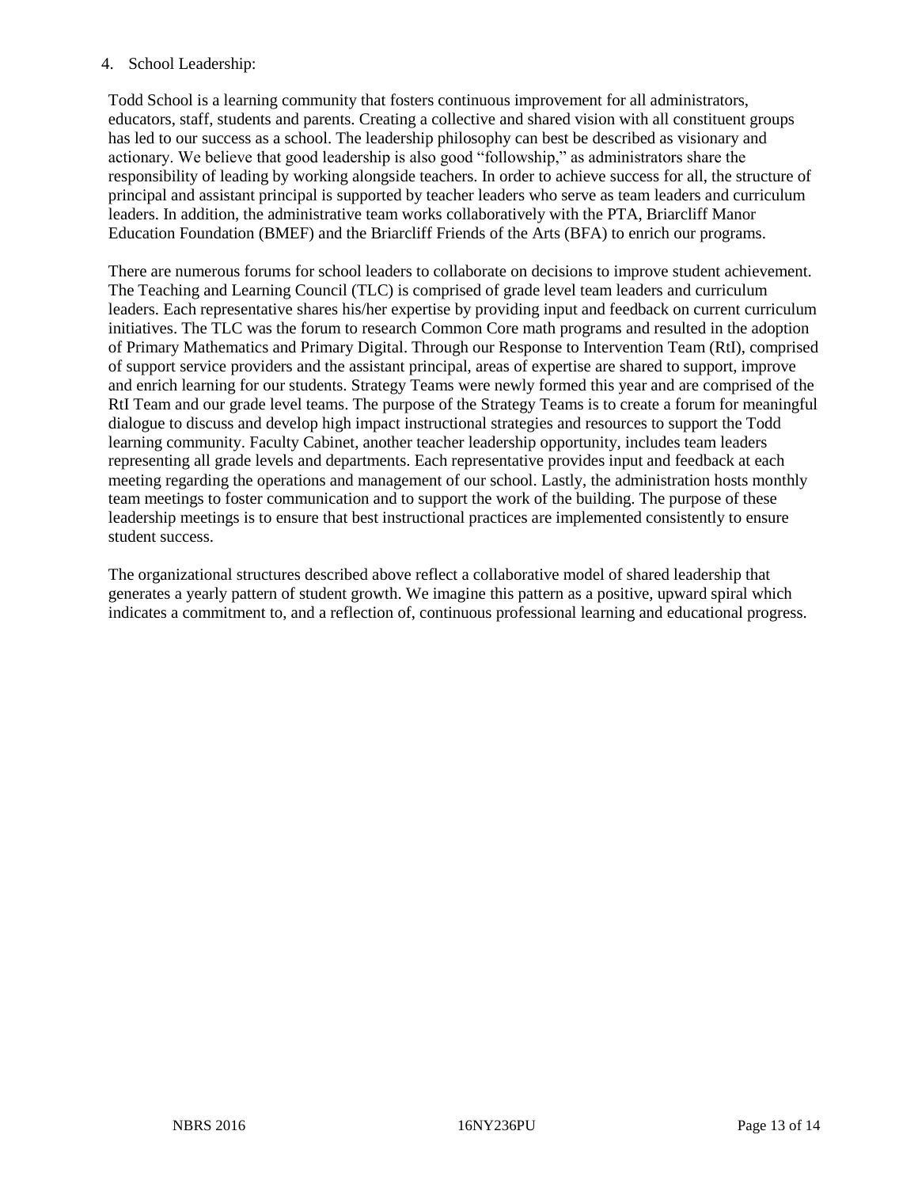4. School Leadership:

Todd School is a learning community that fosters continuous improvement for all administrators, educators, staff, students and parents. Creating a collective and shared vision with all constituent groups has led to our success as a school. The leadership philosophy can best be described as visionary and actionary. We believe that good leadership is also good "followship," as administrators share the responsibility of leading by working alongside teachers. In order to achieve success for all, the structure of principal and assistant principal is supported by teacher leaders who serve as team leaders and curriculum leaders. In addition, the administrative team works collaboratively with the PTA, Briarcliff Manor Education Foundation (BMEF) and the Briarcliff Friends of the Arts (BFA) to enrich our programs.

There are numerous forums for school leaders to collaborate on decisions to improve student achievement. The Teaching and Learning Council (TLC) is comprised of grade level team leaders and curriculum leaders. Each representative shares his/her expertise by providing input and feedback on current curriculum initiatives. The TLC was the forum to research Common Core math programs and resulted in the adoption of Primary Mathematics and Primary Digital. Through our Response to Intervention Team (RtI), comprised of support service providers and the assistant principal, areas of expertise are shared to support, improve and enrich learning for our students. Strategy Teams were newly formed this year and are comprised of the RtI Team and our grade level teams. The purpose of the Strategy Teams is to create a forum for meaningful dialogue to discuss and develop high impact instructional strategies and resources to support the Todd learning community. Faculty Cabinet, another teacher leadership opportunity, includes team leaders representing all grade levels and departments. Each representative provides input and feedback at each meeting regarding the operations and management of our school. Lastly, the administration hosts monthly team meetings to foster communication and to support the work of the building. The purpose of these leadership meetings is to ensure that best instructional practices are implemented consistently to ensure student success.

The organizational structures described above reflect a collaborative model of shared leadership that generates a yearly pattern of student growth. We imagine this pattern as a positive, upward spiral which indicates a commitment to, and a reflection of, continuous professional learning and educational progress.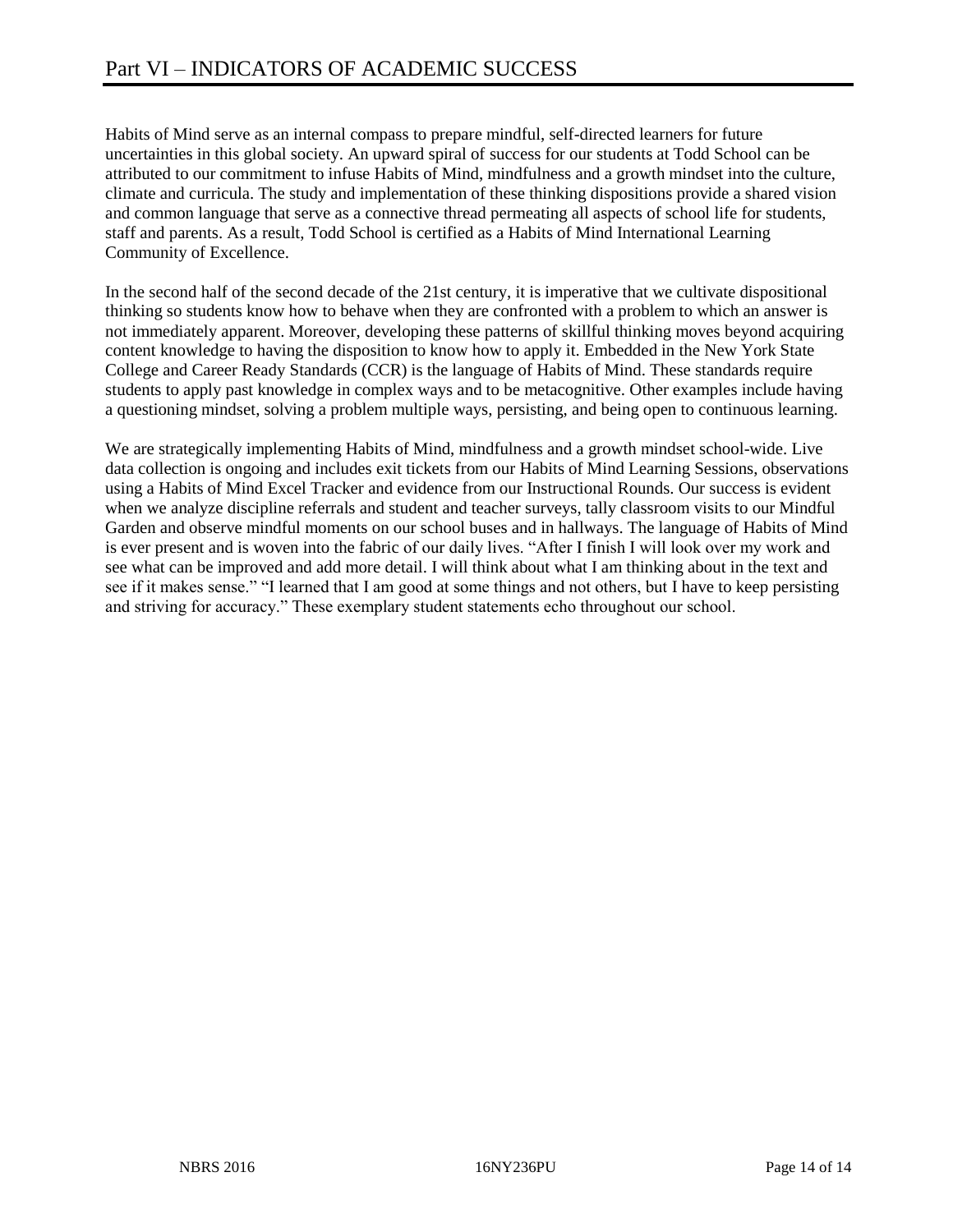# Part VI – INDICATORS OF ACADEMIC SUCCESS

Habits of Mind serve as an internal compass to prepare mindful, self-directed learners for future uncertainties in this global society. An upward spiral of success for our students at Todd School can be attributed to our commitment to infuse Habits of Mind, mindfulness and a growth mindset into the culture, climate and curricula. The study and implementation of these thinking dispositions provide a shared vision and common language that serve as a connective thread permeating all aspects of school life for students, staff and parents. As a result, Todd School is certified as a Habits of Mind International Learning Community of Excellence.

In the second half of the second decade of the 21st century, it is imperative that we cultivate dispositional thinking so students know how to behave when they are confronted with a problem to which an answer is not immediately apparent. Moreover, developing these patterns of skillful thinking moves beyond acquiring content knowledge to having the disposition to know how to apply it. Embedded in the New York State College and Career Ready Standards (CCR) is the language of Habits of Mind. These standards require students to apply past knowledge in complex ways and to be metacognitive. Other examples include having a questioning mindset, solving a problem multiple ways, persisting, and being open to continuous learning.

We are strategically implementing Habits of Mind, mindfulness and a growth mindset school-wide. Live data collection is ongoing and includes exit tickets from our Habits of Mind Learning Sessions, observations using a Habits of Mind Excel Tracker and evidence from our Instructional Rounds. Our success is evident when we analyze discipline referrals and student and teacher surveys, tally classroom visits to our Mindful Garden and observe mindful moments on our school buses and in hallways. The language of Habits of Mind is ever present and is woven into the fabric of our daily lives. "After I finish I will look over my work and see what can be improved and add more detail. I will think about what I am thinking about in the text and see if it makes sense." "I learned that I am good at some things and not others, but I have to keep persisting and striving for accuracy." These exemplary student statements echo throughout our school.